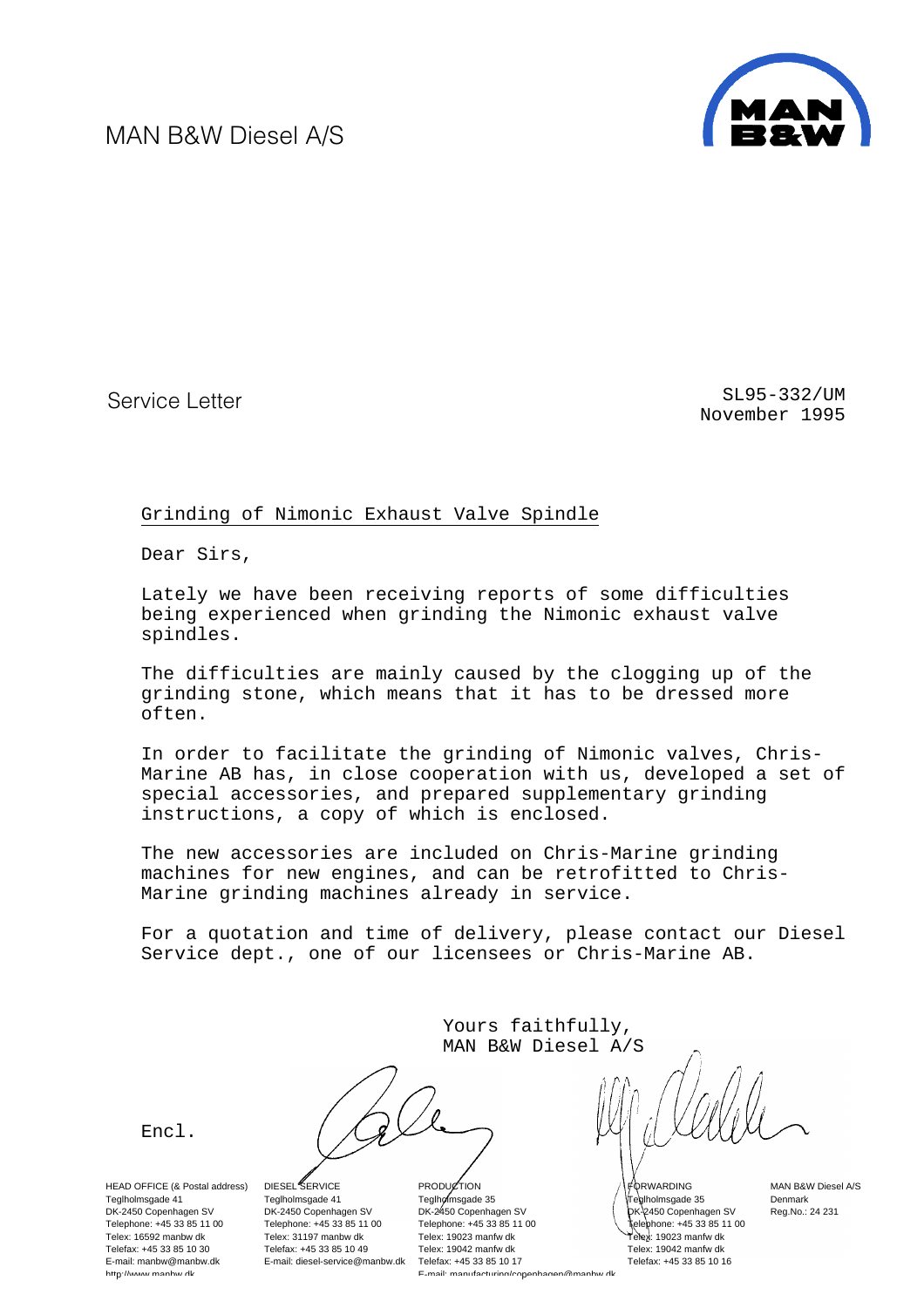MAN B&W Diesel A/S

Service Letter

SL95-332/UM
November 1995

## Grinding of Nimonic Exhaust Valve Spindle

Dear Sirs,

Lately we have been receiving reports of some difficulties being experienced when grinding the Nimonic exhaust valve spindles.

The difficulties are mainly caused by the clogging up of the grinding stone, which means that it has to be dressed more often.

In order to facilitate the grinding of Nimonic valves, Chris-Marine AB has, in close cooperation with us, developed a set of special accessories, and prepared supplementary grinding instructions, a copy of which is enclosed.

The new accessories are included on Chris-Marine grinding machines for new engines, and can be retrofitted to Chris-Marine grinding machines already in service.

For a quotation and time of delivery, please contact our Diesel Service dept., one of our licensees or Chris-Marine AB.

Yours faithfully,
MAN B&W Diesel A/S

Encl.

HEAD OFFICE (& Postal address)
Teglholmsgade 41
DK-2450 Copenhagen SV
Telephone: +45 33 85 11 00
Telex: 16592 manbw dk
Telefax: +45 33 85 10 30
E-mail: manbw@manbw.dk
http://www.manbw.dk

DIESEL SERVICE
Teglholmsgade 41
DK-2450 Copenhagen SV
Telephone: +45 33 85 11 00
Telex: 31197 manbw dk
Telefax: +45 33 85 10 49
E-mail: diesel-service@manbw.dk

PRODUCTION
Teglholmsgade 35
DK-2450 Copenhagen SV
Telephone: +45 33 85 11 00
Telex: 19023 manfw dk
Telex: 19042 manfw dk
Telefax: +45 33 85 10 17
E-mail: manufacturing/copenhagen@manbw.dk

FORWARDING
Teglholmsgade 35
DK-2450 Copenhagen SV
Telephone: +45 33 85 11 00
Telex: 19023 manfw dk
Telex: 19042 manfw dk
Telefax: +45 33 85 10 16

MAN B&W Diesel A/S
Denmark
Reg.No.: 24 231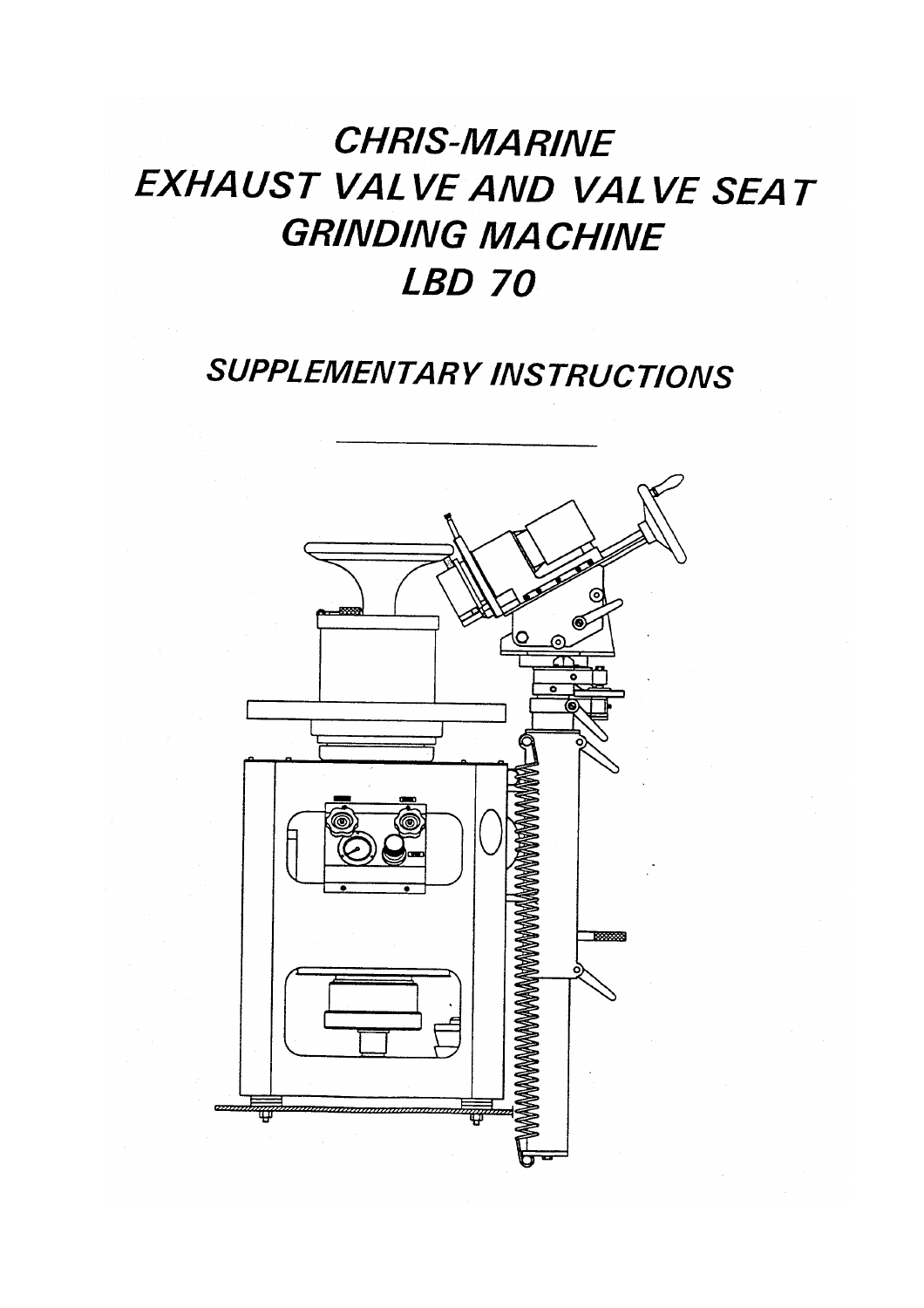# CHRIS-MARINE EXHAUST VALVE AND VALVE SEAT GRINDING MACHINE LBD 70

## SUPPLEMENTARY INSTRUCTIONS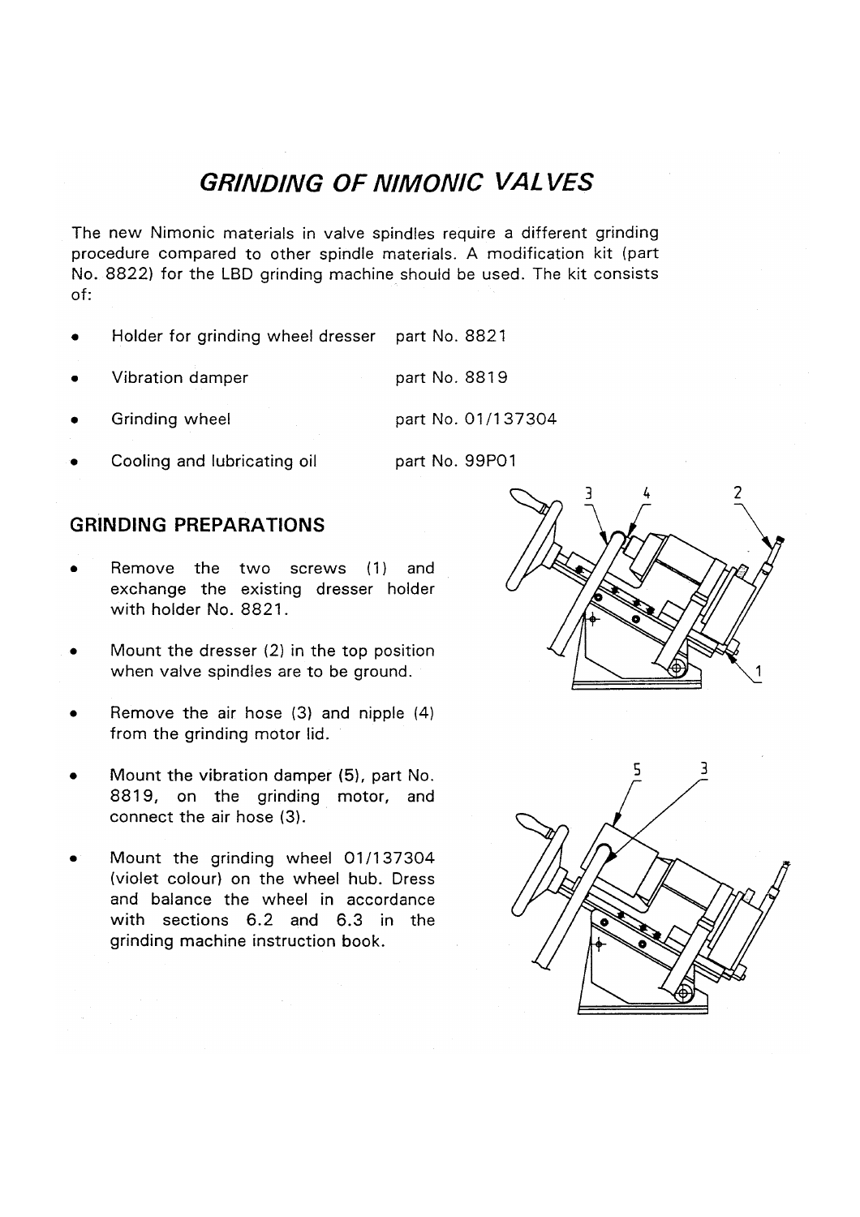# *GRINDING OF NIMONIC VALVES*

The new Nimonic materials in valve spindles require a different grinding procedure compared to other spindle materials. A modification kit (part No. 8822) for the LBD grinding machine should be used. The kit consists of:

- Holder for grinding wheel dresser part No. 8821
- Vibration damper part No. 8819
- Grinding wheel part No. 01/137304
- Cooling and lubricating oil part No. 99P01

## GRINDING PREPARATIONS

- Remove the two screws (1) and exchange the existing dresser holder with holder No. 8821.
- Mount the dresser (2) in the top position when valve spindles are to be ground.
- Remove the air hose (3) and nipple (4) from the grinding motor lid.
- Mount the vibration damper (5), part No. 8819, on the grinding motor, and connect the air hose (3).
- Mount the grinding wheel 01/137304 (violet colour) on the wheel hub. Dress and balance the wheel in accordance with sections 6.2 and 6.3 in the grinding machine instruction book.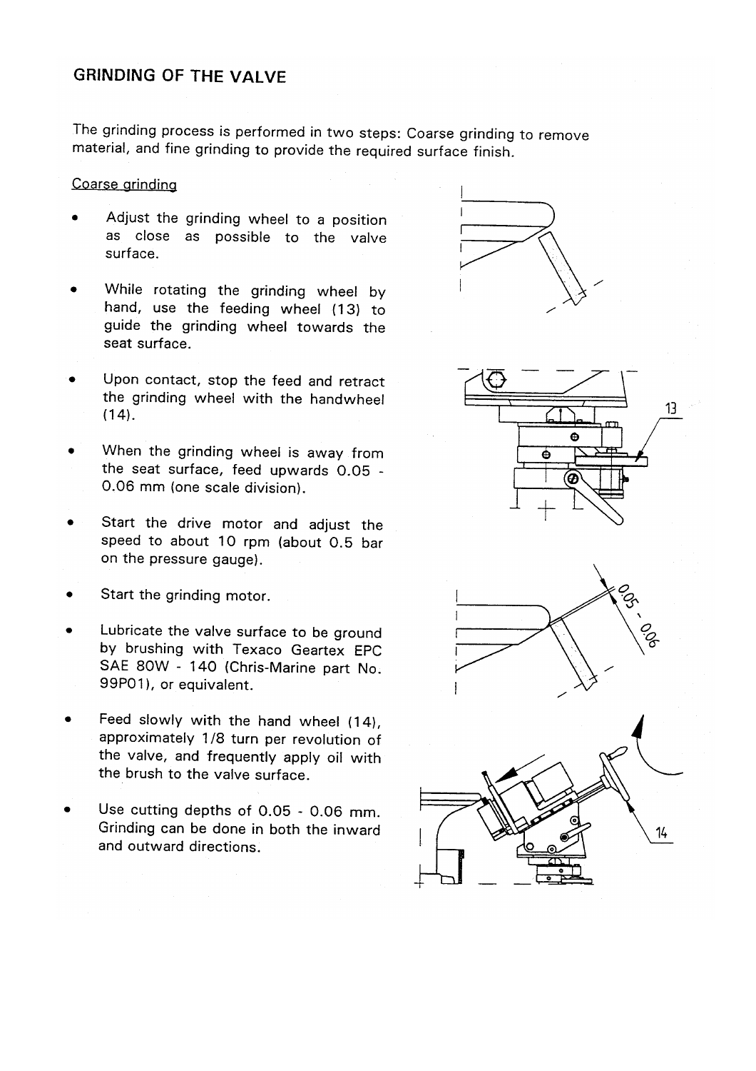## GRINDING OF THE VALVE

The grinding process is performed in two steps: Coarse grinding to remove material, and fine grinding to provide the required surface finish.

Coarse grinding

- Adjust the grinding wheel to a position as close as possible to the valve surface.
- While rotating the grinding wheel by hand, use the feeding wheel (13) to guide the grinding wheel towards the seat surface.
- Upon contact, stop the feed and retract the grinding wheel with the handwheel (14).
- When the grinding wheel is away from the seat surface, feed upwards 0.05 - 0.06 mm (one scale division).
- Start the drive motor and adjust the speed to about 10 rpm (about 0.5 bar on the pressure gauge).
- Start the grinding motor.
- Lubricate the valve surface to be ground by brushing with Texaco Geartex EPC SAE 80W - 140 (Chris-Marine part No. 99P01), or equivalent.
- Feed slowly with the hand wheel (14), approximately 1/8 turn per revolution of the valve, and frequently apply oil with the brush to the valve surface.
- Use cutting depths of 0.05 - 0.06 mm. Grinding can be done in both the inward and outward directions.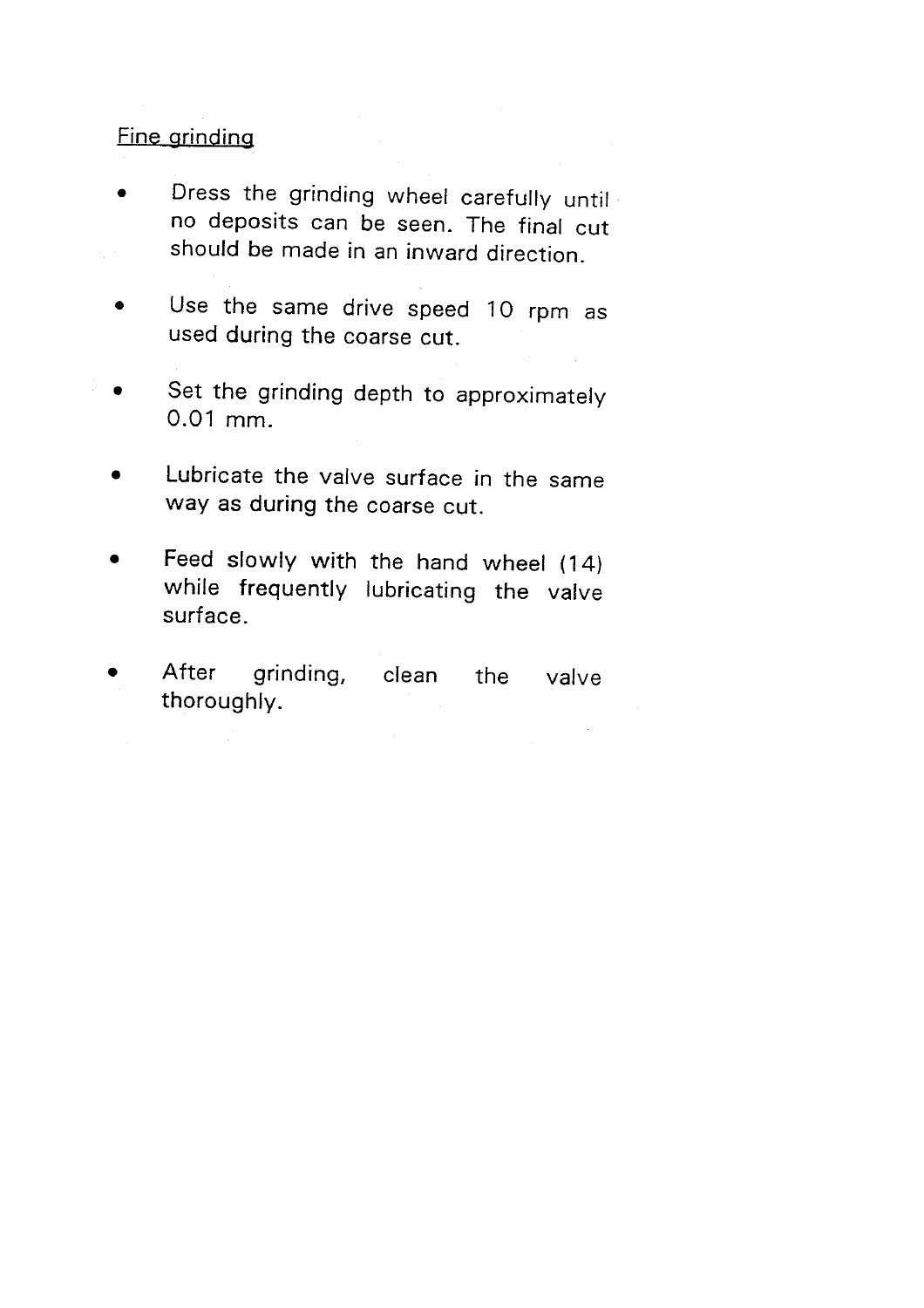Fine grinding

- Dress the grinding wheel carefully until no deposits can be seen. The final cut should be made in an inward direction.
- Use the same drive speed 10 rpm as used during the coarse cut.
- Set the grinding depth to approximately 0.01 mm.
- Lubricate the valve surface in the same way as during the coarse cut.
- Feed slowly with the hand wheel (14) while frequently lubricating the valve surface.
- After grinding, clean the valve thoroughly.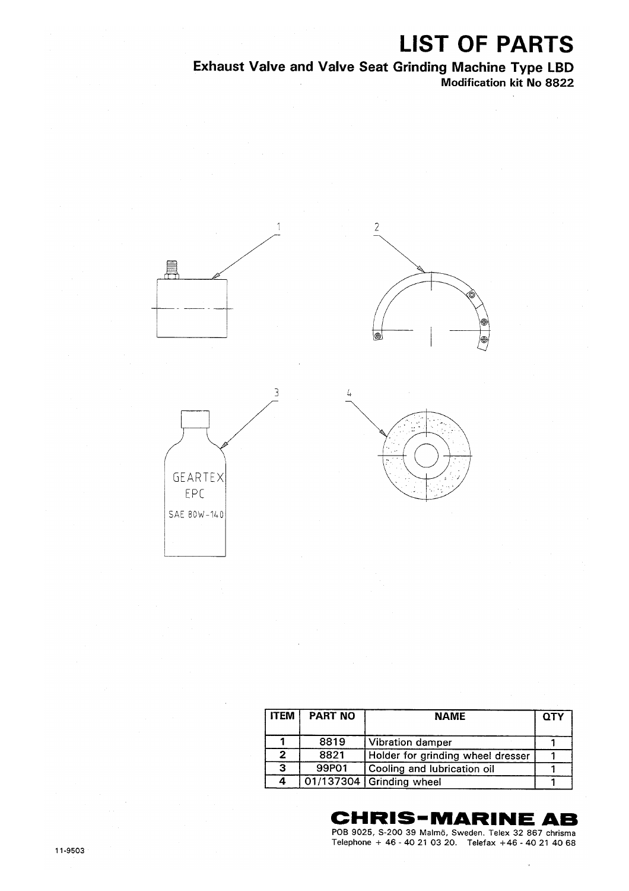# LIST OF PARTS

## Exhaust Valve and Valve Seat Grinding Machine Type LBD

### Modification kit No 8822

1

2

3

GEARTEX
EPC
SAE 80W-140

4

| ITEM | PART NO | NAME | QTY |
|---|---|---|---|
| 1 | 8819 | Vibration damper | 1 |
| 2 | 8821 | Holder for grinding wheel dresser | 1 |
| 3 | 99P01 | Cooling and lubrication oil | 1 |
| 4 | 01/137304 | Grinding wheel | 1 |

**CHRIS-MARINE AB**
POB 9025, S-200 39 Malmö, Sweden. Telex 32 867 chrisma
Telephone + 46 - 40 21 03 20. Telefax +46 - 40 21 40 68

11-9503